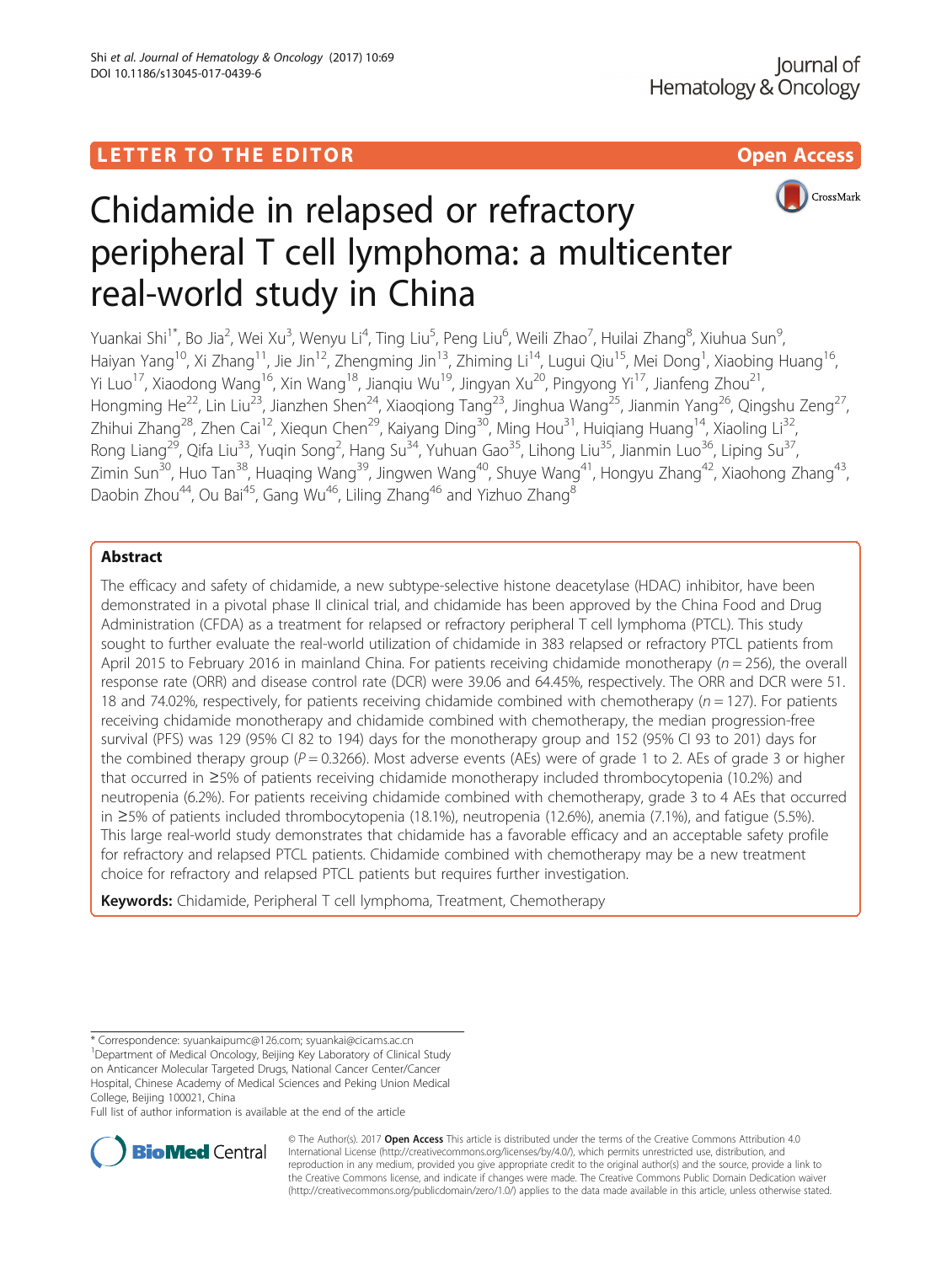LETTER TO THE EDITOR

Open Access

# Chidamide in relapsed or refractory peripheral T cell lymphoma: a multicenter real-world study in China

Yuankai Shi[1*], Bo Jia[2], Wei Xu[3], Wenyu Li[4], Ting Liu[5], Peng Liu[6], Weili Zhao[7], Huilai Zhang[8], Xiuhua Sun[9], Haiyan Yang[10], Xi Zhang[11], Jie Jin[12], Zhengming Jin[13], Zhiming Li[14], Lugui Qiu[15], Mei Dong[1], Xiaobing Huang[16], Yi Luo[17], Xiaodong Wang[16], Xin Wang[18], Jianqiu Wu[19], Jingyan Xu[20], Pingyong Yi[17], Jianfeng Zhou[21], Hongming He[22], Lin Liu[23], Jianzhen Shen[24], Xiaoqiong Tang[23], Jinghua Wang[25], Jianmin Yang[26], Qingshu Zeng[27], Zhihui Zhang[28], Zhen Cai[12], Xiequn Chen[29], Kaiyang Ding[30], Ming Hou[31], Huiqiang Huang[14], Xiaoling Li[32], Rong Liang[29], Qifa Liu[33], Yuqin Song[2], Hang Su[34], Yuhuan Gao[35], Lihong Liu[35], Jianmin Luo[36], Liping Su[37], Zimin Sun[30], Huo Tan[38], Huaqing Wang[39], Jingwen Wang[40], Shuye Wang[41], Hongyu Zhang[42], Xiaohong Zhang[43], Daobin Zhou[44], Ou Bai[45], Gang Wu[46], Liling Zhang[46] and Yizhuo Zhang[8]

## Abstract

The efficacy and safety of chidamide, a new subtype-selective histone deacetylase (HDAC) inhibitor, have been demonstrated in a pivotal phase II clinical trial, and chidamide has been approved by the China Food and Drug Administration (CFDA) as a treatment for relapsed or refractory peripheral T cell lymphoma (PTCL). This study sought to further evaluate the real-world utilization of chidamide in 383 relapsed or refractory PTCL patients from April 2015 to February 2016 in mainland China. For patients receiving chidamide monotherapy ($n = 256$), the overall response rate (ORR) and disease control rate (DCR) were 39.06 and 64.45%, respectively. The ORR and DCR were 51.18 and 74.02%, respectively, for patients receiving chidamide combined with chemotherapy ($n = 127$). For patients receiving chidamide monotherapy and chidamide combined with chemotherapy, the median progression-free survival (PFS) was 129 (95% CI 82 to 194) days for the monotherapy group and 152 (95% CI 93 to 201) days for the combined therapy group ($P = 0.3266$). Most adverse events (AEs) were of grade 1 to 2. AEs of grade 3 or higher that occurred in ≥5% of patients receiving chidamide monotherapy included thrombocytopenia (10.2%) and neutropenia (6.2%). For patients receiving chidamide combined with chemotherapy, grade 3 to 4 AEs that occurred in ≥5% of patients included thrombocytopenia (18.1%), neutropenia (12.6%), anemia (7.1%), and fatigue (5.5%). This large real-world study demonstrates that chidamide has a favorable efficacy and an acceptable safety profile for refractory and relapsed PTCL patients. Chidamide combined with chemotherapy may be a new treatment choice for refractory and relapsed PTCL patients but requires further investigation.

**Keywords:** Chidamide, Peripheral T cell lymphoma, Treatment, Chemotherapy

\* Correspondence: syuankaipumc@126.com; syuankai@cicams.ac.cn
[1]Department of Medical Oncology, Beijing Key Laboratory of Clinical Study on Anticancer Molecular Targeted Drugs, National Cancer Center/Cancer Hospital, Chinese Academy of Medical Sciences and Peking Union Medical College, Beijing 100021, China
Full list of author information is available at the end of the article

© The Author(s). 2017 **Open Access** This article is distributed under the terms of the Creative Commons Attribution 4.0 International License (http://creativecommons.org/licenses/by/4.0/), which permits unrestricted use, distribution, and reproduction in any medium, provided you give appropriate credit to the original author(s) and the source, provide a link to the Creative Commons license, and indicate if changes were made. The Creative Commons Public Domain Dedication waiver (http://creativecommons.org/publicdomain/zero/1.0/) applies to the data made available in this article, unless otherwise stated.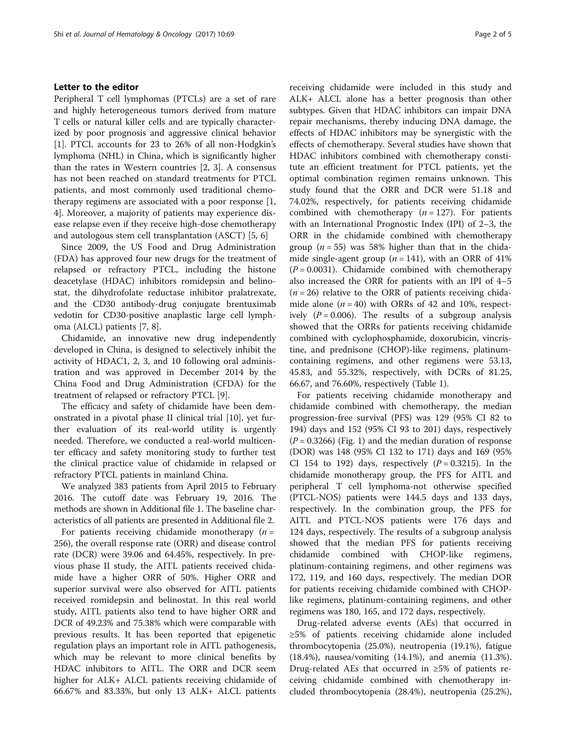## Letter to the editor

Peripheral T cell lymphomas (PTCLs) are a set of rare and highly heterogeneous tumors derived from mature T cells or natural killer cells and are typically characterized by poor prognosis and aggressive clinical behavior [1]. PTCL accounts for 23 to 26% of all non-Hodgkin's lymphoma (NHL) in China, which is significantly higher than the rates in Western countries [2, 3]. A consensus has not been reached on standard treatments for PTCL patients, and most commonly used traditional chemotherapy regimens are associated with a poor response [1, 4]. Moreover, a majority of patients may experience disease relapse even if they receive high-dose chemotherapy and autologous stem cell transplantation (ASCT) [5, 6]

Since 2009, the US Food and Drug Administration (FDA) has approved four new drugs for the treatment of relapsed or refractory PTCL, including the histone deacetylase (HDAC) inhibitors romidepsin and belinostat, the dihydrofolate reductase inhibitor pralatrexate, and the CD30 antibody-drug conjugate brentuximab vedotin for CD30-positive anaplastic large cell lymphoma (ALCL) patients [7, 8].

Chidamide, an innovative new drug independently developed in China, is designed to selectively inhibit the activity of HDAC1, 2, 3, and 10 following oral administration and was approved in December 2014 by the China Food and Drug Administration (CFDA) for the treatment of relapsed or refractory PTCL [9].

The efficacy and safety of chidamide have been demonstrated in a pivotal phase II clinical trial [10], yet further evaluation of its real-world utility is urgently needed. Therefore, we conducted a real-world multicenter efficacy and safety monitoring study to further test the clinical practice value of chidamide in relapsed or refractory PTCL patients in mainland China.

We analyzed 383 patients from April 2015 to February 2016. The cutoff date was February 19, 2016. The methods are shown in Additional file 1. The baseline characteristics of all patients are presented in Additional file 2.

For patients receiving chidamide monotherapy ($n$ = 256), the overall response rate (ORR) and disease control rate (DCR) were 39.06 and 64.45%, respectively. In previous phase II study, the AITL patients received chidamide have a higher ORR of 50%. Higher ORR and superior survival were also observed for AITL patients received romidepsin and belinostat. In this real world study, AITL patients also tend to have higher ORR and DCR of 49.23% and 75.38% which were comparable with previous results. It has been reported that epigenetic regulation plays an important role in AITL pathogenesis, which may be relevant to more clinical benefits by HDAC inhibitors to AITL. The ORR and DCR seem higher for ALK+ ALCL patients receiving chidamide of 66.67% and 83.33%, but only 13 ALK+ ALCL patients receiving chidamide were included in this study and ALK+ ALCL alone has a better prognosis than other subtypes. Given that HDAC inhibitors can impair DNA repair mechanisms, thereby inducing DNA damage, the effects of HDAC inhibitors may be synergistic with the effects of chemotherapy. Several studies have shown that HDAC inhibitors combined with chemotherapy constitute an efficient treatment for PTCL patients, yet the optimal combination regimen remains unknown. This study found that the ORR and DCR were 51.18 and 74.02%, respectively, for patients receiving chidamide combined with chemotherapy ($n$ = 127). For patients with an International Prognostic Index (IPI) of 2–3, the ORR in the chidamide combined with chemotherapy group ($n$ = 55) was 58% higher than that in the chidamide single-agent group ($n$ = 141), with an ORR of 41% ($P$ = 0.0031). Chidamide combined with chemotherapy also increased the ORR for patients with an IPI of 4–5 ($n$ = 26) relative to the ORR of patients receiving chidamide alone ($n$ = 40) with ORRs of 42 and 10%, respectively ($P$ = 0.006). The results of a subgroup analysis showed that the ORRs for patients receiving chidamide combined with cyclophosphamide, doxorubicin, vincristine, and prednisone (CHOP)-like regimens, platinum-containing regimens, and other regimens were 53.13, 45.83, and 55.32%, respectively, with DCRs of 81.25, 66.67, and 76.60%, respectively (Table 1).

For patients receiving chidamide monotherapy and chidamide combined with chemotherapy, the median progression-free survival (PFS) was 129 (95% CI 82 to 194) days and 152 (95% CI 93 to 201) days, respectively ($P$ = 0.3266) (Fig. 1) and the median duration of response (DOR) was 148 (95% CI 132 to 171) days and 169 (95% CI 154 to 192) days, respectively ($P$ = 0.3215). In the chidamide monotherapy group, the PFS for AITL and peripheral T cell lymphoma-not otherwise specified (PTCL-NOS) patients were 144.5 days and 133 days, respectively. In the combination group, the PFS for AITL and PTCL-NOS patients were 176 days and 124 days, respectively. The results of a subgroup analysis showed that the median PFS for patients receiving chidamide combined with CHOP-like regimens, platinum-containing regimens, and other regimens was 172, 119, and 160 days, respectively. The median DOR for patients receiving chidamide combined with CHOP-like regimens, platinum-containing regimens, and other regimens was 180, 165, and 172 days, respectively.

Drug-related adverse events (AEs) that occurred in ≥5% of patients receiving chidamide alone included thrombocytopenia (25.0%), neutropenia (19.1%), fatigue (18.4%), nausea/vomiting (14.1%), and anemia (11.3%). Drug-related AEs that occurred in ≥5% of patients receiving chidamide combined with chemotherapy included thrombocytopenia (28.4%), neutropenia (25.2%),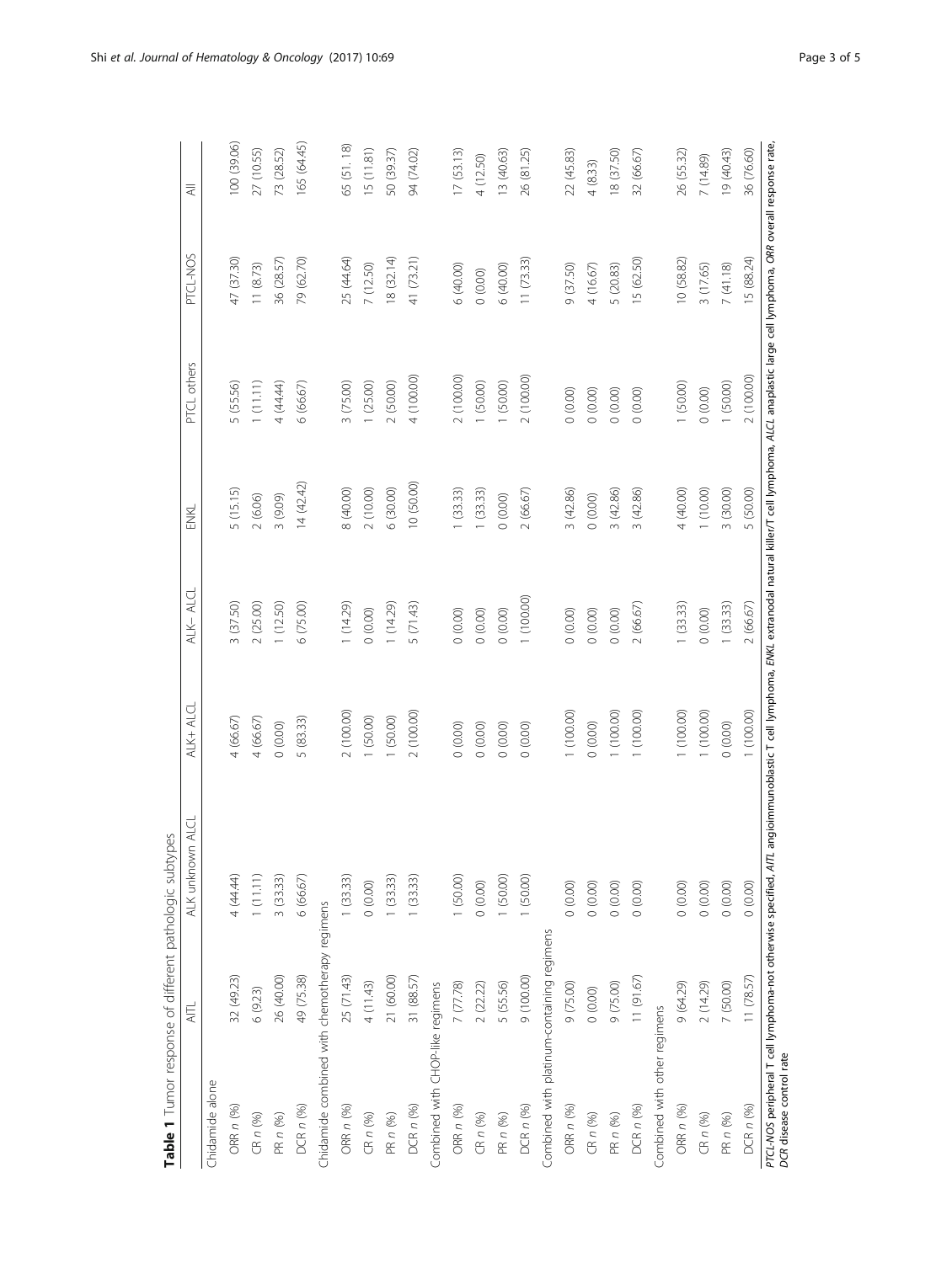**Table 1** Tumor response of different pathologic subtypes

| | AITL | ALK unknown ALCL | ALK+ ALCL | ALK− ALCL | ENKL | PTCL others | PTCL-NOS | All |
|---|---|---|---|---|---|---|---|---|
| Chidamide alone | | | | | | | | |
| ORR *n* (%) | 32 (49.23) | 4 (44.44) | 4 (66.67) | 3 (37.50) | 5 (15.15) | 5 (55.56) | 47 (37.30) | 100 (39.06) |
| CR *n* (%) | 6 (9.23) | 1 (11.11) | 4 (66.67) | 2 (25.00) | 2 (6.06) | 1 (11.11) | 11 (8.73) | 27 (10.55) |
| PR *n* (%) | 26 (40.00) | 3 (33.33) | 0 (0.00) | 1 (12.50) | 3 (9.09) | 4 (44.44) | 36 (28.57) | 73 (28.52) |
| DCR *n* (%) | 49 (75.38) | 6 (66.67) | 5 (83.33) | 6 (75.00) | 14 (42.42) | 6 (66.67) | 79 (62.70) | 165 (64.45) |
| Chidamide combined with chemotherapy regimens | | | | | | | | |
| ORR *n* (%) | 25 (71.43) | 1 (33.33) | 2 (100.00) | 1 (14.29) | 8 (40.00) | 3 (75.00) | 25 (44.64) | 65 (51.18) |
| CR *n* (%) | 4 (11.43) | 0 (0.00) | 1 (50.00) | 0 (0.00) | 2 (10.00) | 1 (25.00) | 7 (12.50) | 15 (11.81) |
| PR *n* (%) | 21 (60.00) | 1 (33.33) | 1 (50.00) | 1 (14.29) | 6 (30.00) | 2 (50.00) | 18 (32.14) | 50 (39.37) |
| DCR *n* (%) | 31 (88.57) | 1 (33.33) | 2 (100.00) | 5 (71.43) | 10 (50.00) | 4 (100.00) | 41 (73.21) | 94 (74.02) |
| Combined with CHOP-like regimens | | | | | | | | |
| ORR *n* (%) | 7 (77.78) | 1 (50.00) | 0 (0.00) | 0 (0.00) | 1 (33.33) | 2 (100.00) | 6 (40.00) | 17 (53.13) |
| CR *n* (%) | 2 (22.22) | 0 (0.00) | 0 (0.00) | 0 (0.00) | 1 (33.33) | 1 (50.00) | 0 (0.00) | 4 (12.50) |
| PR *n* (%) | 5 (55.56) | 1 (50.00) | 0 (0.00) | 0 (0.00) | 0 (0.00) | 1 (50.00) | 6 (40.00) | 13 (40.63) |
| DCR *n* (%) | 9 (100.00) | 1 (50.00) | 0 (0.00) | 1 (100.00) | 2 (66.67) | 2 (100.00) | 11 (73.33) | 26 (81.25) |
| Combined with platinum-containing regimens | | | | | | | | |
| ORR *n* (%) | 9 (75.00) | 0 (0.00) | 1 (100.00) | 0 (0.00) | 3 (42.86) | 0 (0.00) | 9 (37.50) | 22 (45.83) |
| CR *n* (%) | 0 (0.00) | 0 (0.00) | 0 (0.00) | 0 (0.00) | 0 (0.00) | 0 (0.00) | 4 (16.67) | 4 (8.33) |
| PR *n* (%) | 9 (75.00) | 0 (0.00) | 1 (100.00) | 0 (0.00) | 3 (42.86) | 0 (0.00) | 5 (20.83) | 18 (37.50) |
| DCR *n* (%) | 11 (91.67) | 0 (0.00) | 1 (100.00) | 2 (66.67) | 3 (42.86) | 0 (0.00) | 15 (62.50) | 32 (66.67) |
| Combined with other regimens | | | | | | | | |
| ORR *n* (%) | 9 (64.29) | 0 (0.00) | 1 (100.00) | 1 (33.33) | 4 (40.00) | 1 (50.00) | 10 (58.82) | 26 (55.32) |
| CR *n* (%) | 2 (14.29) | 0 (0.00) | 1 (100.00) | 0 (0.00) | 1 (10.00) | 0 (0.00) | 3 (17.65) | 7 (14.89) |
| PR *n* (%) | 7 (50.00) | 0 (0.00) | 0 (0.00) | 1 (33.33) | 3 (30.00) | 1 (50.00) | 7 (41.18) | 19 (40.43) |
| DCR *n* (%) | 11 (78.57) | 0 (0.00) | 1 (100.00) | 2 (66.67) | 5 (50.00) | 2 (100.00) | 15 (88.24) | 36 (76.60) |

*PTCL-NOS* peripheral T cell lymphoma-not otherwise specified, *AITL* angioimmunoblastic T cell lymphoma, *ENKL* extranodal natural killer/T cell lymphoma, *ALCL* anaplastic large cell lymphoma, *ORR* overall response rate, *DCR* disease control rate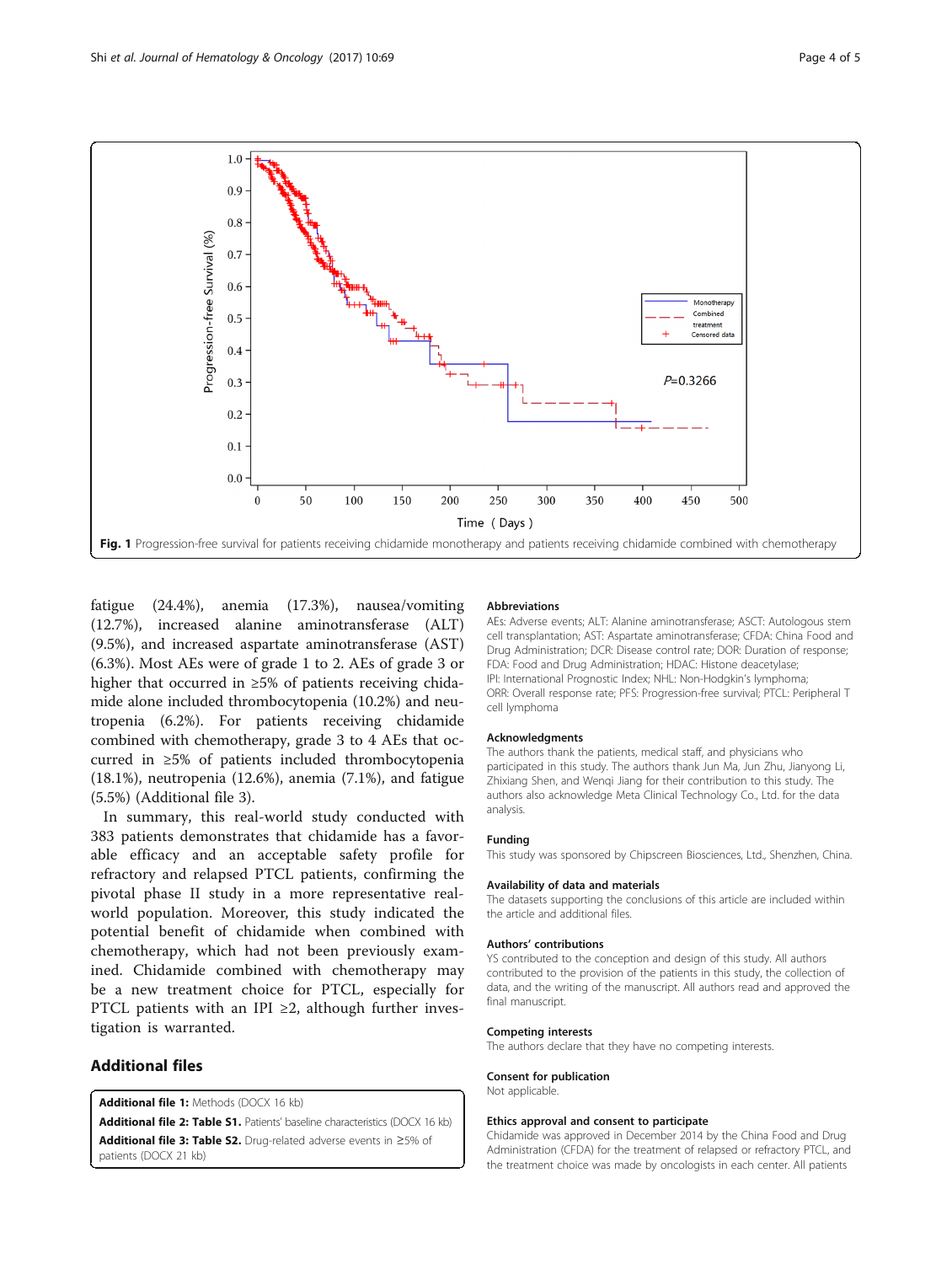Fig. 1 Progression-free survival for patients receiving chidamide monotherapy and patients receiving chidamide combined with chemotherapy

fatigue (24.4%), anemia (17.3%), nausea/vomiting (12.7%), increased alanine aminotransferase (ALT) (9.5%), and increased aspartate aminotransferase (AST) (6.3%). Most AEs were of grade 1 to 2. AEs of grade 3 or higher that occurred in ≥5% of patients receiving chidamide alone included thrombocytopenia (10.2%) and neutropenia (6.2%). For patients receiving chidamide combined with chemotherapy, grade 3 to 4 AEs that occurred in ≥5% of patients included thrombocytopenia (18.1%), neutropenia (12.6%), anemia (7.1%), and fatigue (5.5%) (Additional file 3).

In summary, this real-world study conducted with 383 patients demonstrates that chidamide has a favorable efficacy and an acceptable safety profile for refractory and relapsed PTCL patients, confirming the pivotal phase II study in a more representative real-world population. Moreover, this study indicated the potential benefit of chidamide when combined with chemotherapy, which had not been previously examined. Chidamide combined with chemotherapy may be a new treatment choice for PTCL, especially for PTCL patients with an IPI ≥2, although further investigation is warranted.

## Additional files

**Additional file 1:** Methods (DOCX 16 kb)

**Additional file 2: Table S1.** Patients' baseline characteristics (DOCX 16 kb)

**Additional file 3: Table S2.** Drug-related adverse events in ≥5% of patients (DOCX 21 kb)

### Abbreviations

AEs: Adverse events; ALT: Alanine aminotransferase; ASCT: Autologous stem cell transplantation; AST: Aspartate aminotransferase; CFDA: China Food and Drug Administration; DCR: Disease control rate; DOR: Duration of response; FDA: Food and Drug Administration; HDAC: Histone deacetylase; IPI: International Prognostic Index; NHL: Non-Hodgkin's lymphoma; ORR: Overall response rate; PFS: Progression-free survival; PTCL: Peripheral T cell lymphoma

### Acknowledgments

The authors thank the patients, medical staff, and physicians who participated in this study. The authors thank Jun Ma, Jun Zhu, Jianyong Li, Zhixiang Shen, and Wenqi Jiang for their contribution to this study. The authors also acknowledge Meta Clinical Technology Co., Ltd. for the data analysis.

### Funding

This study was sponsored by Chipscreen Biosciences, Ltd., Shenzhen, China.

### Availability of data and materials

The datasets supporting the conclusions of this article are included within the article and additional files.

### Authors' contributions

YS contributed to the conception and design of this study. All authors contributed to the provision of the patients in this study, the collection of data, and the writing of the manuscript. All authors read and approved the final manuscript.

### Competing interests

The authors declare that they have no competing interests.

### Consent for publication

Not applicable.

### Ethics approval and consent to participate

Chidamide was approved in December 2014 by the China Food and Drug Administration (CFDA) for the treatment of relapsed or refractory PTCL, and the treatment choice was made by oncologists in each center. All patients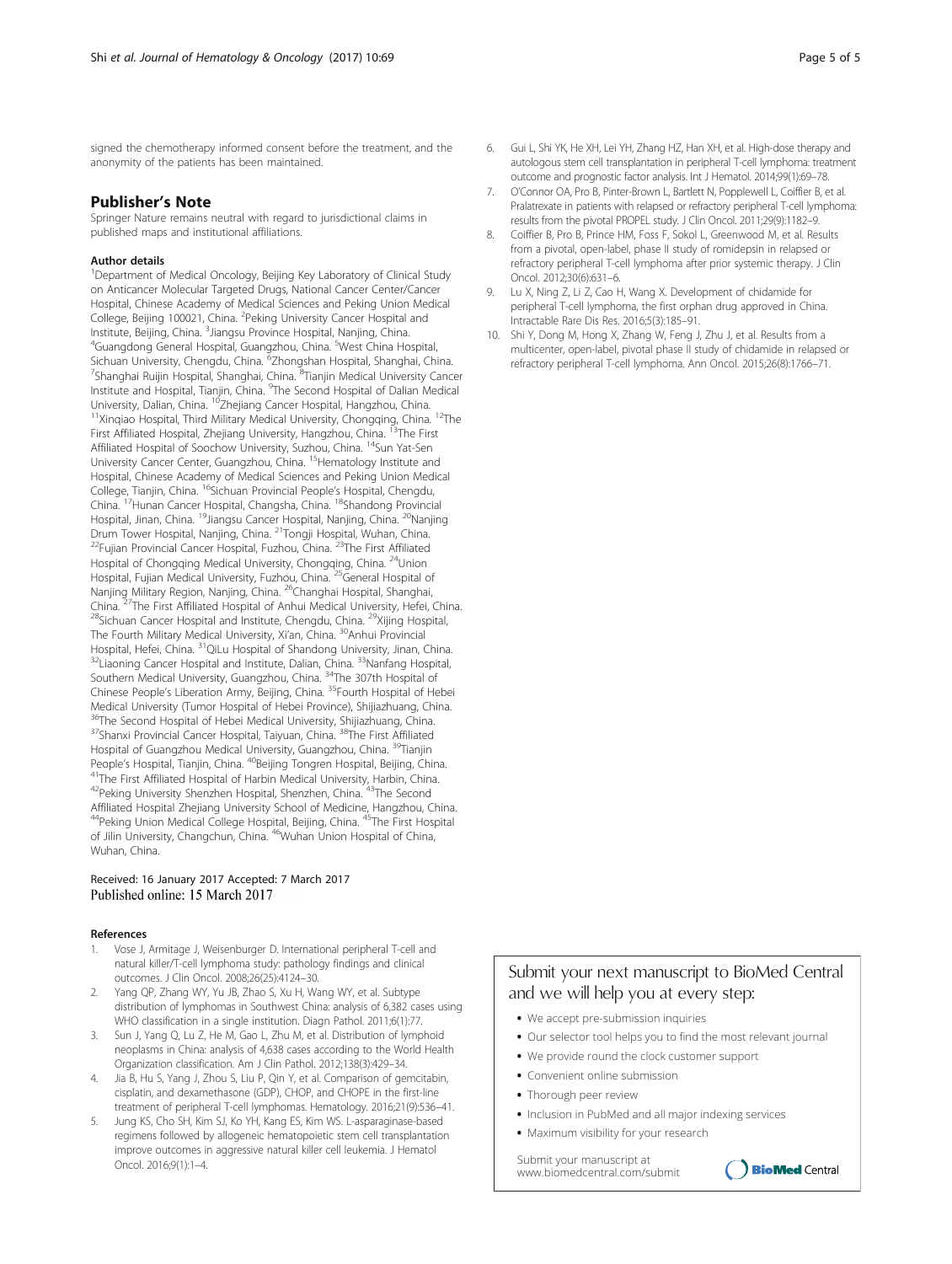signed the chemotherapy informed consent before the treatment, and the anonymity of the patients has been maintained.

## Publisher's Note

Springer Nature remains neutral with regard to jurisdictional claims in published maps and institutional affiliations.

### Author details

[1]Department of Medical Oncology, Beijing Key Laboratory of Clinical Study on Anticancer Molecular Targeted Drugs, National Cancer Center/Cancer Hospital, Chinese Academy of Medical Sciences and Peking Union Medical College, Beijing 100021, China. [2]Peking University Cancer Hospital and Institute, Beijing, China. [3]Jiangsu Province Hospital, Nanjing, China. [4]Guangdong General Hospital, Guangzhou, China. [5]West China Hospital, Sichuan University, Chengdu, China. [6]Zhongshan Hospital, Shanghai, China. [7]Shanghai Ruijin Hospital, Shanghai, China. [8]Tianjin Medical University Cancer Institute and Hospital, Tianjin, China. [9]The Second Hospital of Dalian Medical University, Dalian, China. [10]Zhejiang Cancer Hospital, Hangzhou, China. [11]Xinqiao Hospital, Third Military Medical University, Chongqing, China. [12]The First Affiliated Hospital, Zhejiang University, Hangzhou, China. [13]The First Affiliated Hospital of Soochow University, Suzhou, China. [14]Sun Yat-Sen University Cancer Center, Guangzhou, China. [15]Hematology Institute and Hospital, Chinese Academy of Medical Sciences and Peking Union Medical College, Tianjin, China. [16]Sichuan Provincial People's Hospital, Chengdu, China. [17]Hunan Cancer Hospital, Changsha, China. [18]Shandong Provincial Hospital, Jinan, China. [19]Jiangsu Cancer Hospital, Nanjing, China. [20]Nanjing Drum Tower Hospital, Nanjing, China. [21]Tongji Hospital, Wuhan, China. [22]Fujian Provincial Cancer Hospital, Fuzhou, China. [23]The First Affiliated Hospital of Chongqing Medical University, Chongqing, China. [24]Union Hospital, Fujian Medical University, Fuzhou, China. [25]General Hospital of Nanjing Military Region, Nanjing, China. [26]Changhai Hospital, Shanghai, China. [27]The First Affiliated Hospital of Anhui Medical University, Hefei, China. [28]Sichuan Cancer Hospital and Institute, Chengdu, China. [29]Xijing Hospital, The Fourth Military Medical University, Xi'an, China. [30]Anhui Provincial Hospital, Hefei, China. [31]QiLu Hospital of Shandong University, Jinan, China. [32]Liaoning Cancer Hospital and Institute, Dalian, China. [33]Nanfang Hospital, Southern Medical University, Guangzhou, China. [34]The 307th Hospital of Chinese People's Liberation Army, Beijing, China. [35]Fourth Hospital of Hebei Medical University (Tumor Hospital of Hebei Province), Shijiazhuang, China. [36]The Second Hospital of Hebei Medical University, Shijiazhuang, China. [37]Shanxi Provincial Cancer Hospital, Taiyuan, China. [38]The First Affiliated Hospital of Guangzhou Medical University, Guangzhou, China. [39]Tianjin People's Hospital, Tianjin, China. [40]Beijing Tongren Hospital, Beijing, China. [41]The First Affiliated Hospital of Harbin Medical University, Harbin, China. [42]Peking University Shenzhen Hospital, Shenzhen, China. [43]The Second Affiliated Hospital Zhejiang University School of Medicine, Hangzhou, China. [44]Peking Union Medical College Hospital, Beijing, China. [45]The First Hospital of Jilin University, Changchun, China. [46]Wuhan Union Hospital of China, Wuhan, China.

Received: 16 January 2017 Accepted: 7 March 2017
Published online: 15 March 2017

### References

1. Vose J, Armitage J, Weisenburger D. International peripheral T-cell and natural killer/T-cell lymphoma study: pathology findings and clinical outcomes. J Clin Oncol. 2008;26(25):4124–30.
2. Yang QP, Zhang WY, Yu JB, Zhao S, Xu H, Wang WY, et al. Subtype distribution of lymphomas in Southwest China: analysis of 6,382 cases using WHO classification in a single institution. Diagn Pathol. 2011;6(1):77.
3. Sun J, Yang Q, Lu Z, He M, Gao L, Zhu M, et al. Distribution of lymphoid neoplasms in China: analysis of 4,638 cases according to the World Health Organization classification. Am J Clin Pathol. 2012;138(3):429–34.
4. Jia B, Hu S, Yang J, Zhou S, Liu P, Qin Y, et al. Comparison of gemcitabin, cisplatin, and dexamethasone (GDP), CHOP, and CHOPE in the first-line treatment of peripheral T-cell lymphomas. Hematology. 2016;21(9):536–41.
5. Jung KS, Cho SH, Kim SJ, Ko YH, Kang ES, Kim WS. L-asparaginase-based regimens followed by allogeneic hematopoietic stem cell transplantation improve outcomes in aggressive natural killer cell leukemia. J Hematol Oncol. 2016;9(1):1–4.
6. Gui L, Shi YK, He XH, Lei YH, Zhang HZ, Han XH, et al. High-dose therapy and autologous stem cell transplantation in peripheral T-cell lymphoma: treatment outcome and prognostic factor analysis. Int J Hematol. 2014;99(1):69–78.
7. O'Connor OA, Pro B, Pinter-Brown L, Bartlett N, Popplewell L, Coiffier B, et al. Pralatrexate in patients with relapsed or refractory peripheral T-cell lymphoma: results from the pivotal PROPEL study. J Clin Oncol. 2011;29(9):1182–9.
8. Coiffier B, Pro B, Prince HM, Foss F, Sokol L, Greenwood M, et al. Results from a pivotal, open-label, phase II study of romidepsin in relapsed or refractory peripheral T-cell lymphoma after prior systemic therapy. J Clin Oncol. 2012;30(6):631–6.
9. Lu X, Ning Z, Li Z, Cao H, Wang X. Development of chidamide for peripheral T-cell lymphoma, the first orphan drug approved in China. Intractable Rare Dis Res. 2016;5(3):185–91.
10. Shi Y, Dong M, Hong X, Zhang W, Feng J, Zhu J, et al. Results from a multicenter, open-label, pivotal phase II study of chidamide in relapsed or refractory peripheral T-cell lymphoma. Ann Oncol. 2015;26(8):1766–71.

Submit your next manuscript to BioMed Central and we will help you at every step:

- We accept pre-submission inquiries
- Our selector tool helps you to find the most relevant journal
- We provide round the clock customer support
- Convenient online submission
- Thorough peer review
- Inclusion in PubMed and all major indexing services
- Maximum visibility for your research

Submit your manuscript at
www.biomedcentral.com/submit

BioMed Central